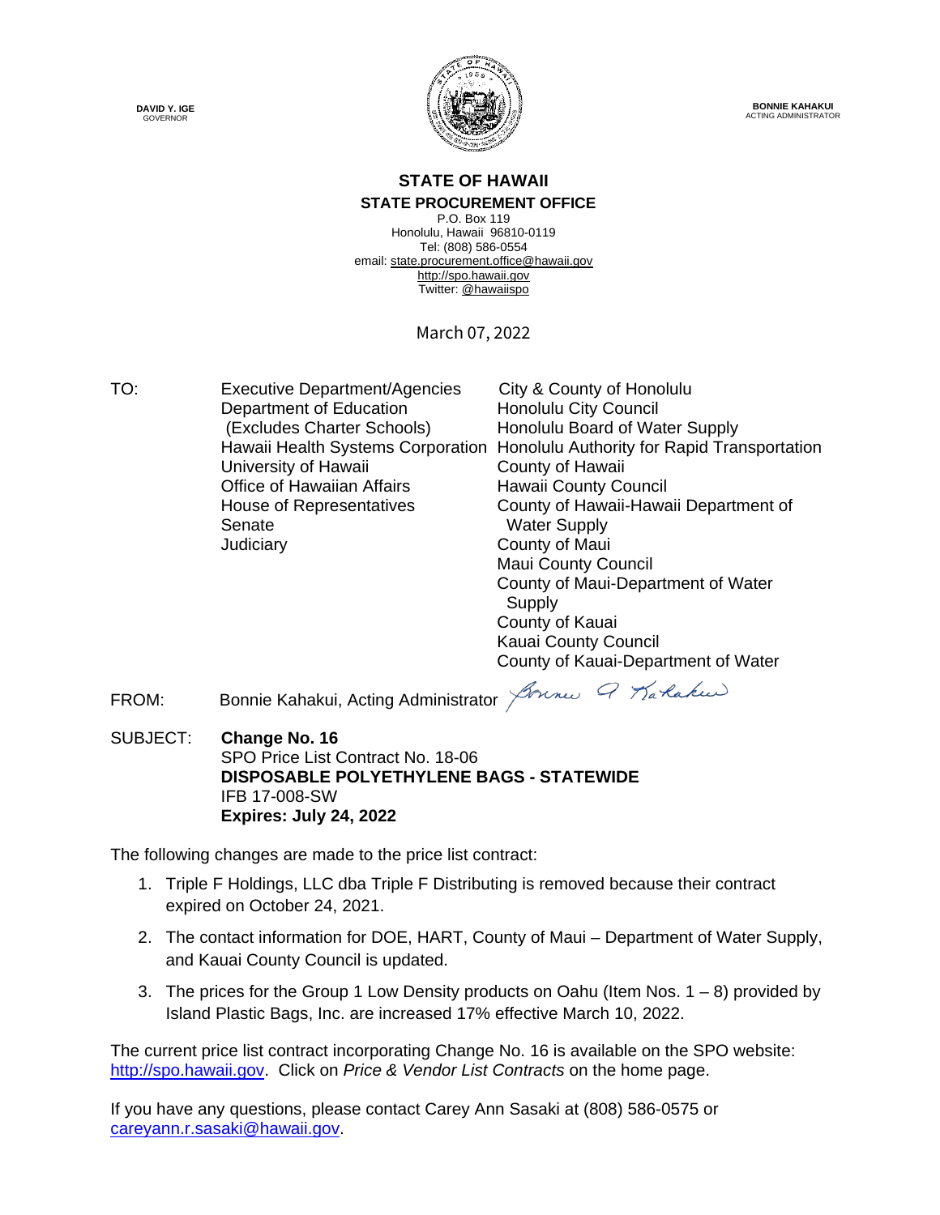DAVID Y. IGE
GOVERNOR

BONNIE KAHAKUI
ACTING ADMINISTRATOR

**STATE OF HAWAII**
**STATE PROCUREMENT OFFICE**
P.O. Box 119
Honolulu, Hawaii 96810-0119
Tel: (808) 586-0554
email: state.procurement.office@hawaii.gov
http://spo.hawaii.gov
Twitter: @hawaiispo

March 07, 2022

TO:

Executive Department/Agencies
Department of Education
(Excludes Charter Schools)
Hawaii Health Systems Corporation
University of Hawaii
Office of Hawaiian Affairs
House of Representatives
Senate
Judiciary

City & County of Honolulu
Honolulu City Council
Honolulu Board of Water Supply
Honolulu Authority for Rapid Transportation
County of Hawaii
Hawaii County Council
County of Hawaii-Hawaii Department of Water Supply
County of Maui
Maui County Council
County of Maui-Department of Water Supply
County of Kauai
Kauai County Council
County of Kauai-Department of Water

FROM: Bonnie Kahakui, Acting Administrator

SUBJECT: **Change No. 16**
SPO Price List Contract No. 18-06
**DISPOSABLE POLYETHYLENE BAGS - STATEWIDE**
IFB 17-008-SW
**Expires: July 24, 2022**

The following changes are made to the price list contract:

1. Triple F Holdings, LLC dba Triple F Distributing is removed because their contract expired on October 24, 2021.
2. The contact information for DOE, HART, County of Maui – Department of Water Supply, and Kauai County Council is updated.
3. The prices for the Group 1 Low Density products on Oahu (Item Nos. 1 – 8) provided by Island Plastic Bags, Inc. are increased 17% effective March 10, 2022.

The current price list contract incorporating Change No. 16 is available on the SPO website: http://spo.hawaii.gov. Click on *Price & Vendor List Contracts* on the home page.

If you have any questions, please contact Carey Ann Sasaki at (808) 586-0575 or careyann.r.sasaki@hawaii.gov.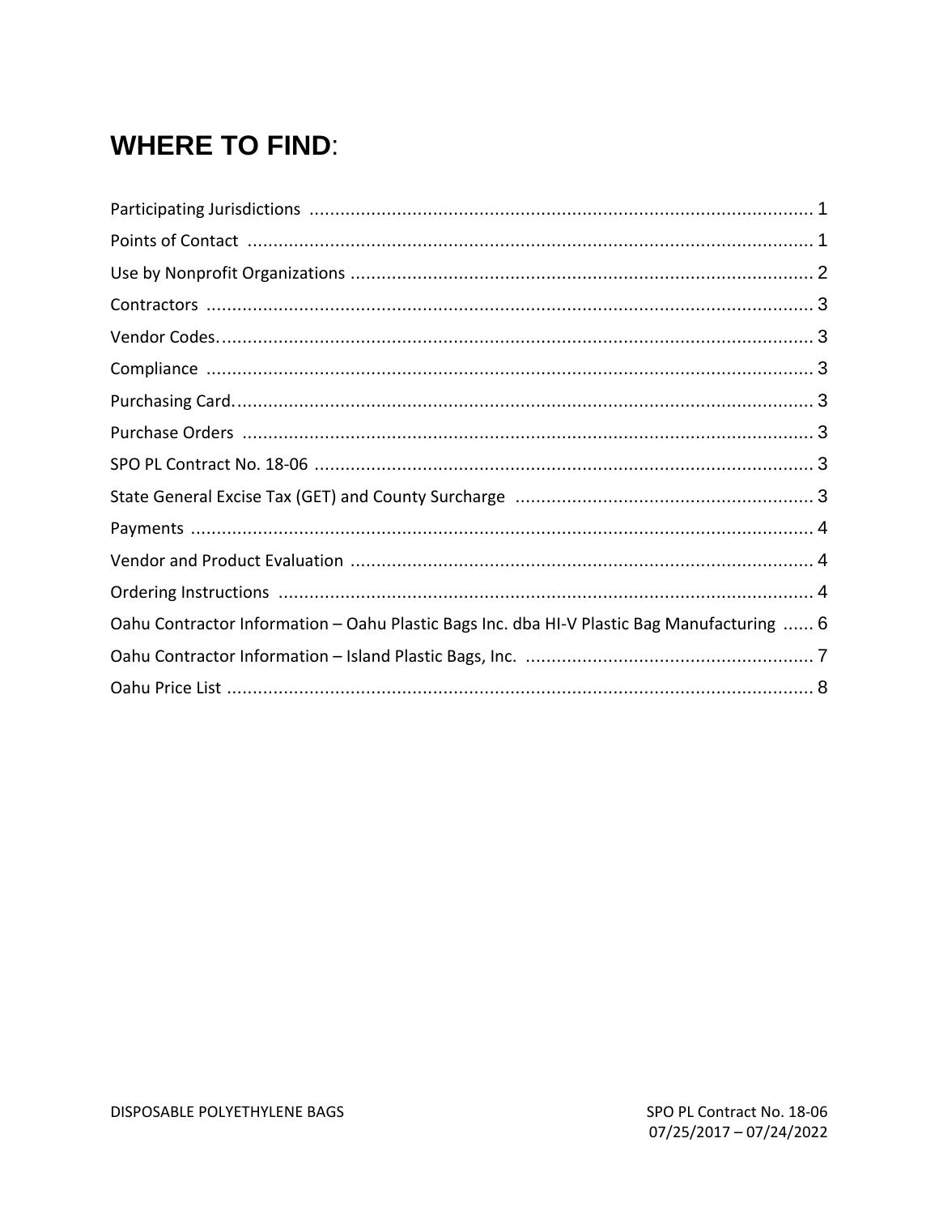# WHERE TO FIND:

Participating Jurisdictions ................................................................................................ 1
Points of Contact ............................................................................................................ 1
Use by Nonprofit Organizations ........................................................................................ 2
Contractors .................................................................................................................... 3
Vendor Codes.................................................................................................................. 3
Compliance .................................................................................................................... 3
Purchasing Card............................................................................................................... 3
Purchase Orders ............................................................................................................. 3
SPO PL Contract No. 18-06 ............................................................................................... 3
State General Excise Tax (GET) and County Surcharge ......................................................... 3
Payments ........................................................................................................................ 4
Vendor and Product Evaluation ......................................................................................... 4
Ordering Instructions ...................................................................................................... 4
Oahu Contractor Information – Oahu Plastic Bags Inc. dba HI-V Plastic Bag Manufacturing ...... 6
Oahu Contractor Information – Island Plastic Bags, Inc. ....................................................... 7
Oahu Price List ................................................................................................................ 8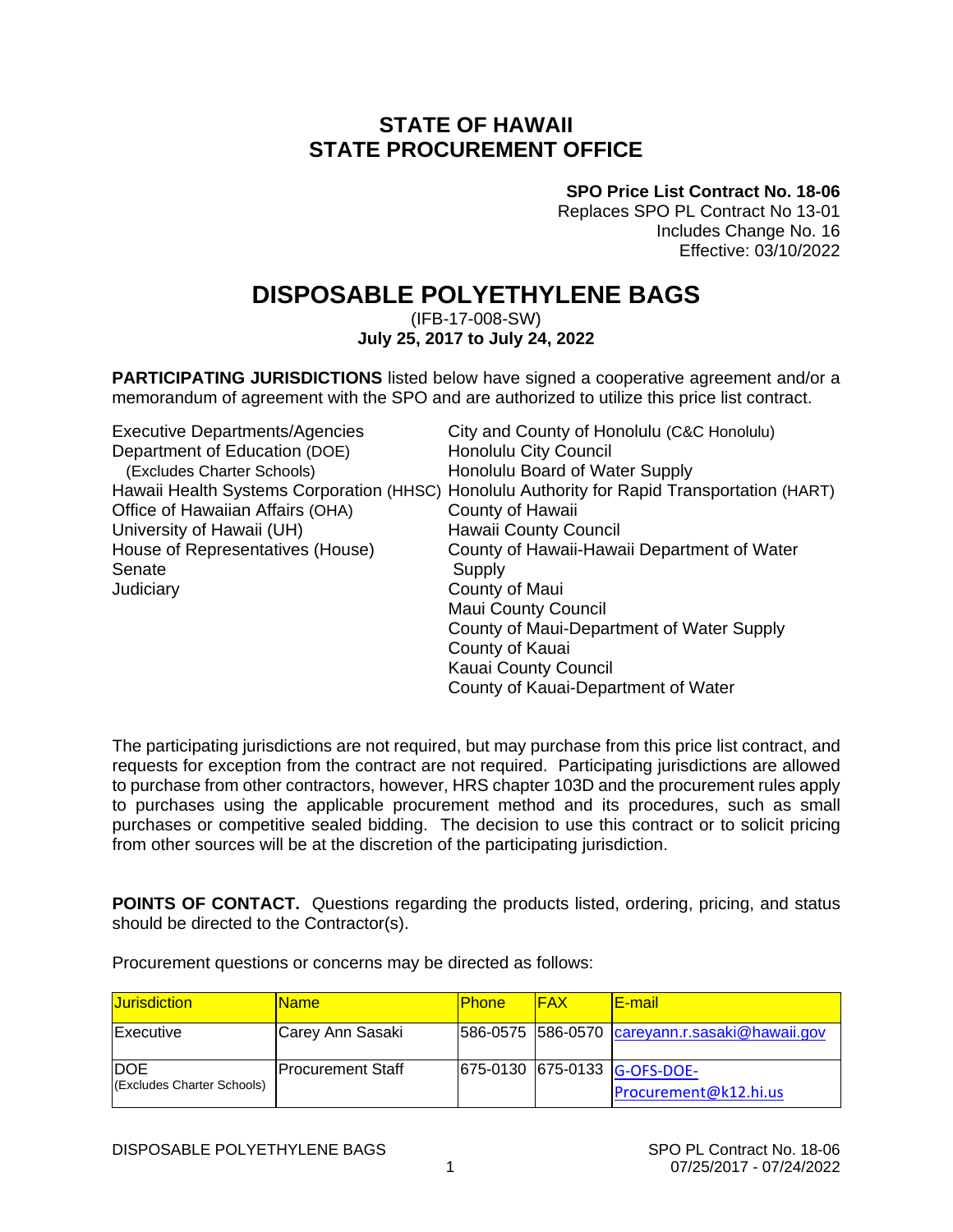# STATE OF HAWAII
# STATE PROCUREMENT OFFICE

**SPO Price List Contract No. 18-06**
Replaces SPO PL Contract No 13-01
Includes Change No. 16
Effective: 03/10/2022

# DISPOSABLE POLYETHYLENE BAGS

(IFB-17-008-SW)
**July 25, 2017 to July 24, 2022**

**PARTICIPATING JURISDICTIONS** listed below have signed a cooperative agreement and/or a memorandum of agreement with the SPO and are authorized to utilize this price list contract.

Executive Departments/Agencies
Department of Education (DOE)
(Excludes Charter Schools)
Hawaii Health Systems Corporation (HHSC)
Office of Hawaiian Affairs (OHA)
University of Hawaii (UH)
House of Representatives (House)
Senate
Judiciary

City and County of Honolulu (C&C Honolulu)
Honolulu City Council
Honolulu Board of Water Supply
Honolulu Authority for Rapid Transportation (HART)
County of Hawaii
Hawaii County Council
County of Hawaii-Hawaii Department of Water Supply
County of Maui
Maui County Council
County of Maui-Department of Water Supply
County of Kauai
Kauai County Council
County of Kauai-Department of Water

The participating jurisdictions are not required, but may purchase from this price list contract, and requests for exception from the contract are not required. Participating jurisdictions are allowed to purchase from other contractors, however, HRS chapter 103D and the procurement rules apply to purchases using the applicable procurement method and its procedures, such as small purchases or competitive sealed bidding. The decision to use this contract or to solicit pricing from other sources will be at the discretion of the participating jurisdiction.

**POINTS OF CONTACT.** Questions regarding the products listed, ordering, pricing, and status should be directed to the Contractor(s).

Procurement questions or concerns may be directed as follows:

| Jurisdiction | Name | Phone | FAX | E-mail |
|---|---|---|---|---|
| Executive | Carey Ann Sasaki | 586-0575 | 586-0570 | careyann.r.sasaki@hawaii.gov |
| DOE (Excludes Charter Schools) | Procurement Staff | 675-0130 | 675-0133 | G-OFS-DOE-Procurement@k12.hi.us |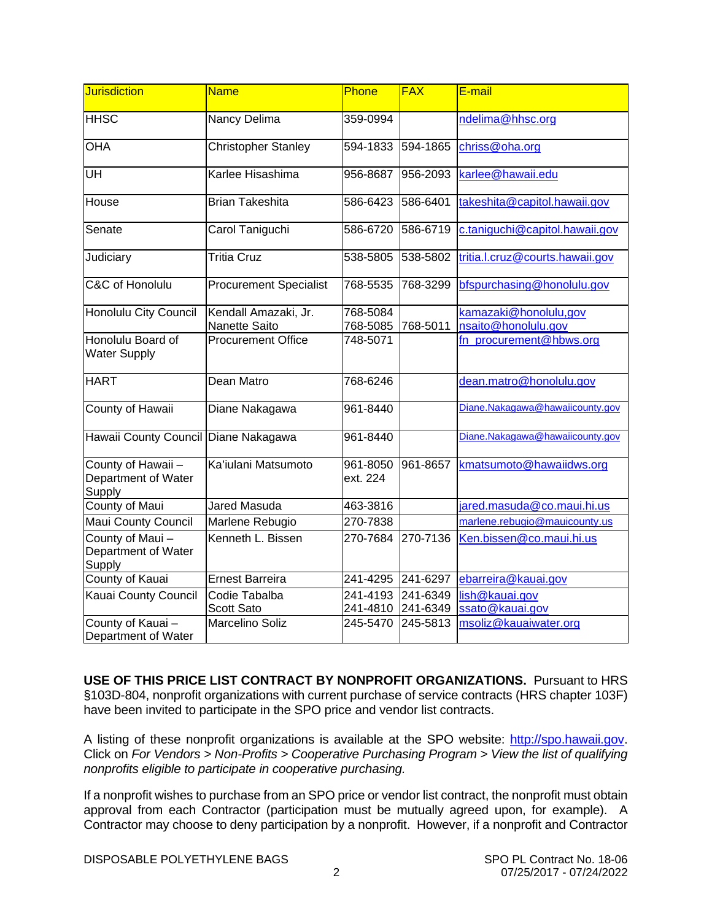| Jurisdiction | Name | Phone | FAX | E-mail |
|---|---|---|---|---|
| HHSC | Nancy Delima | 359-0994 | | ndelima@hhsc.org |
| OHA | Christopher Stanley | 594-1833 | 594-1865 | chriss@oha.org |
| UH | Karlee Hisashima | 956-8687 | 956-2093 | karlee@hawaii.edu |
| House | Brian Takeshita | 586-6423 | 586-6401 | takeshita@capitol.hawaii.gov |
| Senate | Carol Taniguchi | 586-6720 | 586-6719 | c.taniguchi@capitol.hawaii.gov |
| Judiciary | Tritia Cruz | 538-5805 | 538-5802 | tritia.l.cruz@courts.hawaii.gov |
| C&C of Honolulu | Procurement Specialist | 768-5535 | 768-3299 | bfspurchasing@honolulu.gov |
| Honolulu City Council | Kendall Amazaki, Jr.<br>Nanette Saito | 768-5084<br>768-5085 | 768-5011 | kamazaki@honolulu,gov<br>nsaito@honolulu.gov |
| Honolulu Board of Water Supply | Procurement Office | 748-5071 | | fn_procurement@hbws.org |
| HART | Dean Matro | 768-6246 | | dean.matro@honolulu.gov |
| County of Hawaii | Diane Nakagawa | 961-8440 | | Diane.Nakagawa@hawaiicounty.gov |
| Hawaii County Council | Diane Nakagawa | 961-8440 | | Diane.Nakagawa@hawaiicounty.gov |
| County of Hawaii – Department of Water Supply | Ka'iulani Matsumoto | 961-8050 ext. 224 | 961-8657 | kmatsumoto@hawaiidws.org |
| County of Maui | Jared Masuda | 463-3816 | | jared.masuda@co.maui.hi.us |
| Maui County Council | Marlene Rebugio | 270-7838 | | marlene.rebugio@mauicounty.us |
| County of Maui – Department of Water Supply | Kenneth L. Bissen | 270-7684 | 270-7136 | Ken.bissen@co.maui.hi.us |
| County of Kauai | Ernest Barreira | 241-4295 | 241-6297 | ebarreira@kauai.gov |
| Kauai County Council | Codie Tabalba<br>Scott Sato | 241-4193<br>241-4810 | 241-6349<br>241-6349 | lish@kauai.gov<br>ssato@kauai.gov |
| County of Kauai – Department of Water | Marcelino Soliz | 245-5470 | 245-5813 | msoliz@kauaiwater.org |

**USE OF THIS PRICE LIST CONTRACT BY NONPROFIT ORGANIZATIONS.** Pursuant to HRS §103D-804, nonprofit organizations with current purchase of service contracts (HRS chapter 103F) have been invited to participate in the SPO price and vendor list contracts.

A listing of these nonprofit organizations is available at the SPO website: http://spo.hawaii.gov. Click on *For Vendors > Non-Profits > Cooperative Purchasing Program > View the list of qualifying nonprofits eligible to participate in cooperative purchasing.*

If a nonprofit wishes to purchase from an SPO price or vendor list contract, the nonprofit must obtain approval from each Contractor (participation must be mutually agreed upon, for example). A Contractor may choose to deny participation by a nonprofit. However, if a nonprofit and Contractor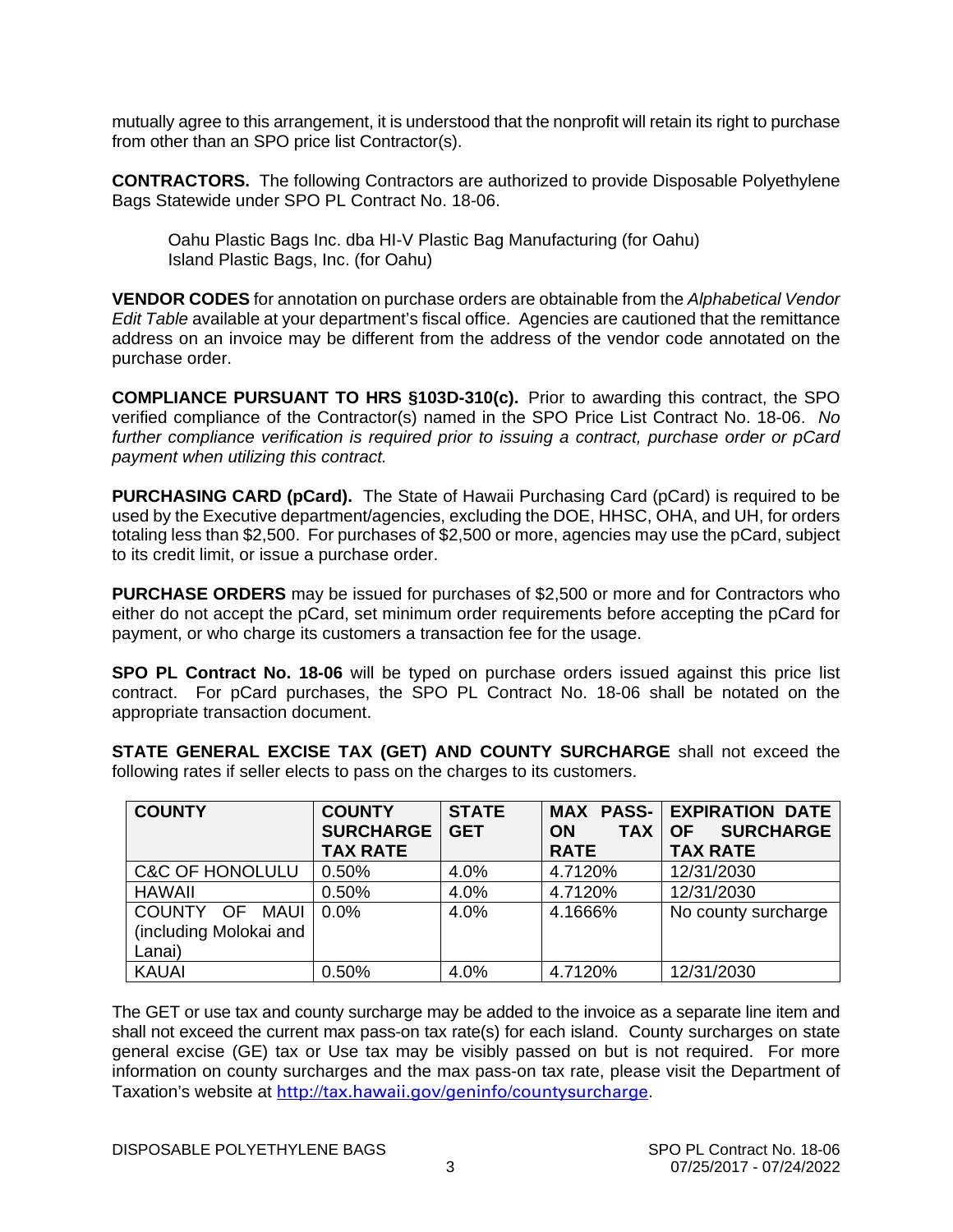mutually agree to this arrangement, it is understood that the nonprofit will retain its right to purchase from other than an SPO price list Contractor(s).

**CONTRACTORS.** The following Contractors are authorized to provide Disposable Polyethylene Bags Statewide under SPO PL Contract No. 18-06.

Oahu Plastic Bags Inc. dba HI-V Plastic Bag Manufacturing (for Oahu)
Island Plastic Bags, Inc. (for Oahu)

**VENDOR CODES** for annotation on purchase orders are obtainable from the *Alphabetical Vendor Edit Table* available at your department's fiscal office. Agencies are cautioned that the remittance address on an invoice may be different from the address of the vendor code annotated on the purchase order.

**COMPLIANCE PURSUANT TO HRS §103D-310(c).** Prior to awarding this contract, the SPO verified compliance of the Contractor(s) named in the SPO Price List Contract No. 18-06. *No further compliance verification is required prior to issuing a contract, purchase order or pCard payment when utilizing this contract.*

**PURCHASING CARD (pCard).** The State of Hawaii Purchasing Card (pCard) is required to be used by the Executive department/agencies, excluding the DOE, HHSC, OHA, and UH, for orders totaling less than $2,500. For purchases of $2,500 or more, agencies may use the pCard, subject to its credit limit, or issue a purchase order.

**PURCHASE ORDERS** may be issued for purchases of $2,500 or more and for Contractors who either do not accept the pCard, set minimum order requirements before accepting the pCard for payment, or who charge its customers a transaction fee for the usage.

**SPO PL Contract No. 18-06** will be typed on purchase orders issued against this price list contract. For pCard purchases, the SPO PL Contract No. 18-06 shall be notated on the appropriate transaction document.

**STATE GENERAL EXCISE TAX (GET) AND COUNTY SURCHARGE** shall not exceed the following rates if seller elects to pass on the charges to its customers.

| COUNTY | COUNTY SURCHARGE TAX RATE | STATE GET | MAX PASS-ON TAX RATE | EXPIRATION DATE OF SURCHARGE TAX RATE |
|---|---|---|---|---|
| C&C OF HONOLULU | 0.50% | 4.0% | 4.7120% | 12/31/2030 |
| HAWAII | 0.50% | 4.0% | 4.7120% | 12/31/2030 |
| COUNTY OF MAUI (including Molokai and Lanai) | 0.0% | 4.0% | 4.1666% | No county surcharge |
| KAUAI | 0.50% | 4.0% | 4.7120% | 12/31/2030 |

The GET or use tax and county surcharge may be added to the invoice as a separate line item and shall not exceed the current max pass-on tax rate(s) for each island. County surcharges on state general excise (GE) tax or Use tax may be visibly passed on but is not required. For more information on county surcharges and the max pass-on tax rate, please visit the Department of Taxation's website at http://tax.hawaii.gov/geninfo/countysurcharge.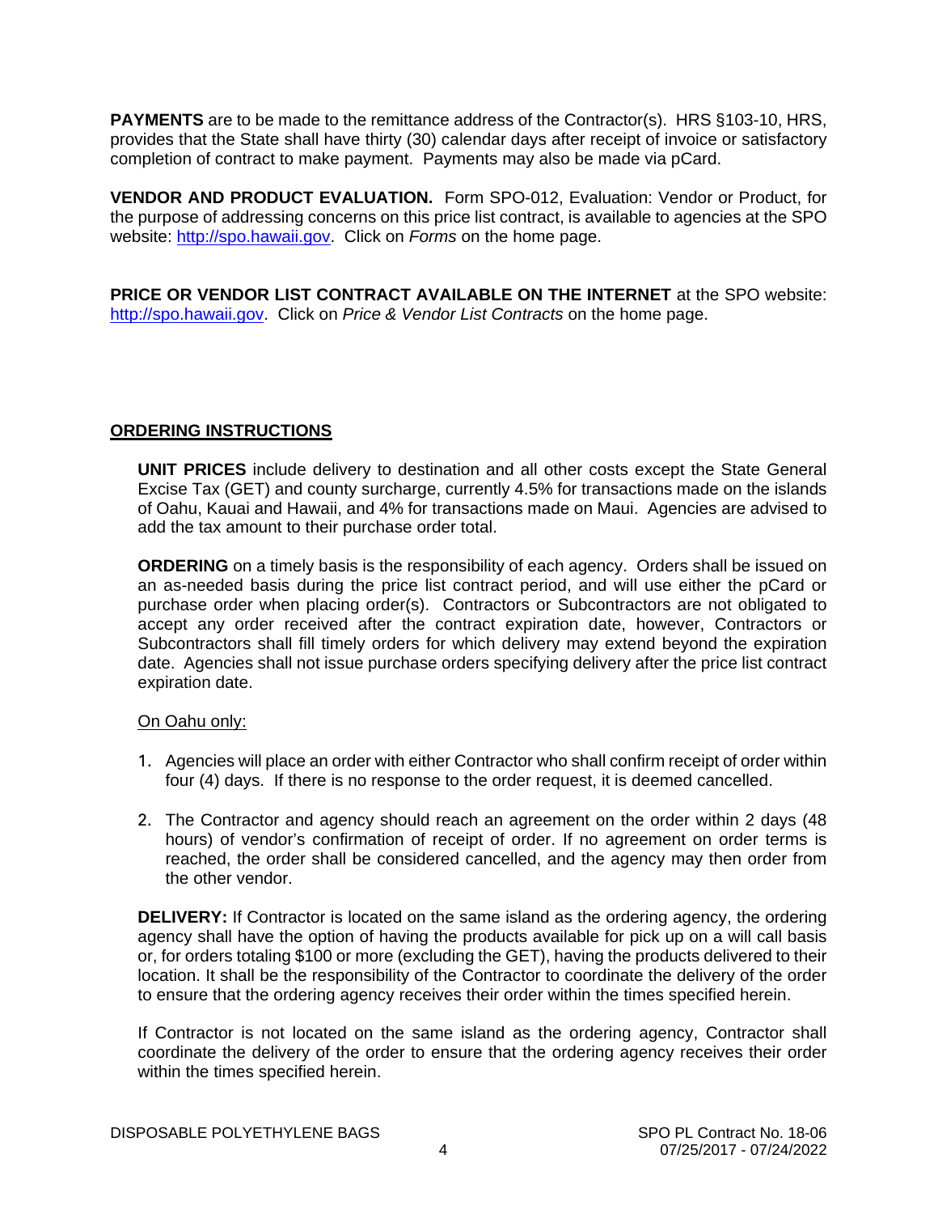**PAYMENTS** are to be made to the remittance address of the Contractor(s). HRS §103-10, HRS, provides that the State shall have thirty (30) calendar days after receipt of invoice or satisfactory completion of contract to make payment. Payments may also be made via pCard.

**VENDOR AND PRODUCT EVALUATION.** Form SPO-012, Evaluation: Vendor or Product, for the purpose of addressing concerns on this price list contract, is available to agencies at the SPO website: http://spo.hawaii.gov. Click on *Forms* on the home page.

**PRICE OR VENDOR LIST CONTRACT AVAILABLE ON THE INTERNET** at the SPO website: http://spo.hawaii.gov. Click on *Price & Vendor List Contracts* on the home page.

## ORDERING INSTRUCTIONS

**UNIT PRICES** include delivery to destination and all other costs except the State General Excise Tax (GET) and county surcharge, currently 4.5% for transactions made on the islands of Oahu, Kauai and Hawaii, and 4% for transactions made on Maui. Agencies are advised to add the tax amount to their purchase order total.

**ORDERING** on a timely basis is the responsibility of each agency. Orders shall be issued on an as-needed basis during the price list contract period, and will use either the pCard or purchase order when placing order(s). Contractors or Subcontractors are not obligated to accept any order received after the contract expiration date, however, Contractors or Subcontractors shall fill timely orders for which delivery may extend beyond the expiration date. Agencies shall not issue purchase orders specifying delivery after the price list contract expiration date.

On Oahu only:

1. Agencies will place an order with either Contractor who shall confirm receipt of order within four (4) days. If there is no response to the order request, it is deemed cancelled.
2. The Contractor and agency should reach an agreement on the order within 2 days (48 hours) of vendor's confirmation of receipt of order. If no agreement on order terms is reached, the order shall be considered cancelled, and the agency may then order from the other vendor.

**DELIVERY:** If Contractor is located on the same island as the ordering agency, the ordering agency shall have the option of having the products available for pick up on a will call basis or, for orders totaling $100 or more (excluding the GET), having the products delivered to their location. It shall be the responsibility of the Contractor to coordinate the delivery of the order to ensure that the ordering agency receives their order within the times specified herein.

If Contractor is not located on the same island as the ordering agency, Contractor shall coordinate the delivery of the order to ensure that the ordering agency receives their order within the times specified herein.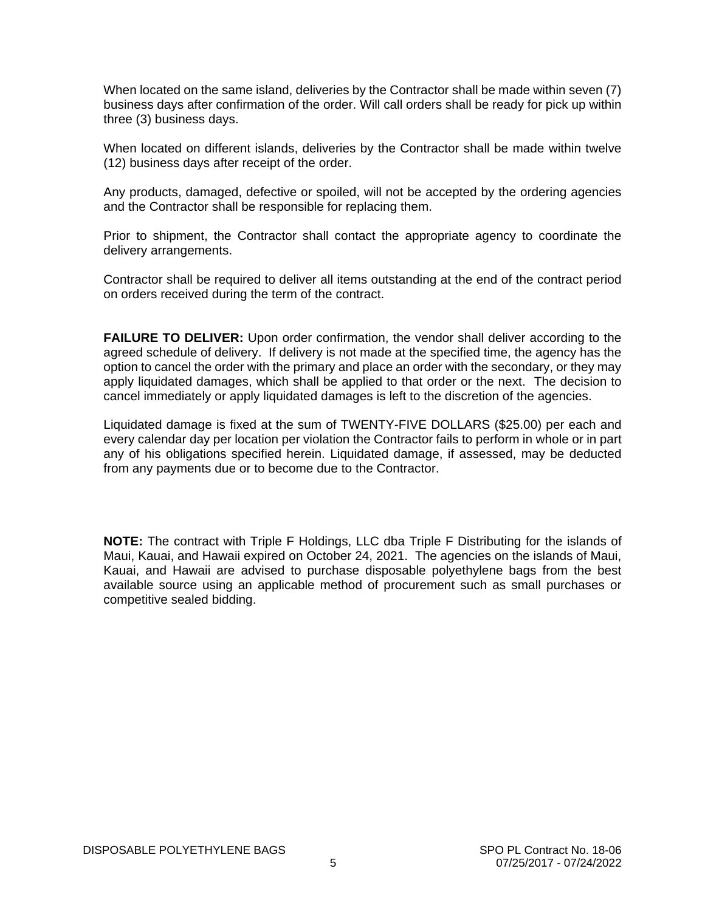When located on the same island, deliveries by the Contractor shall be made within seven (7) business days after confirmation of the order. Will call orders shall be ready for pick up within three (3) business days.

When located on different islands, deliveries by the Contractor shall be made within twelve (12) business days after receipt of the order.

Any products, damaged, defective or spoiled, will not be accepted by the ordering agencies and the Contractor shall be responsible for replacing them.

Prior to shipment, the Contractor shall contact the appropriate agency to coordinate the delivery arrangements.

Contractor shall be required to deliver all items outstanding at the end of the contract period on orders received during the term of the contract.

**FAILURE TO DELIVER:** Upon order confirmation, the vendor shall deliver according to the agreed schedule of delivery. If delivery is not made at the specified time, the agency has the option to cancel the order with the primary and place an order with the secondary, or they may apply liquidated damages, which shall be applied to that order or the next. The decision to cancel immediately or apply liquidated damages is left to the discretion of the agencies.

Liquidated damage is fixed at the sum of TWENTY-FIVE DOLLARS ($25.00) per each and every calendar day per location per violation the Contractor fails to perform in whole or in part any of his obligations specified herein. Liquidated damage, if assessed, may be deducted from any payments due or to become due to the Contractor.

**NOTE:** The contract with Triple F Holdings, LLC dba Triple F Distributing for the islands of Maui, Kauai, and Hawaii expired on October 24, 2021. The agencies on the islands of Maui, Kauai, and Hawaii are advised to purchase disposable polyethylene bags from the best available source using an applicable method of procurement such as small purchases or competitive sealed bidding.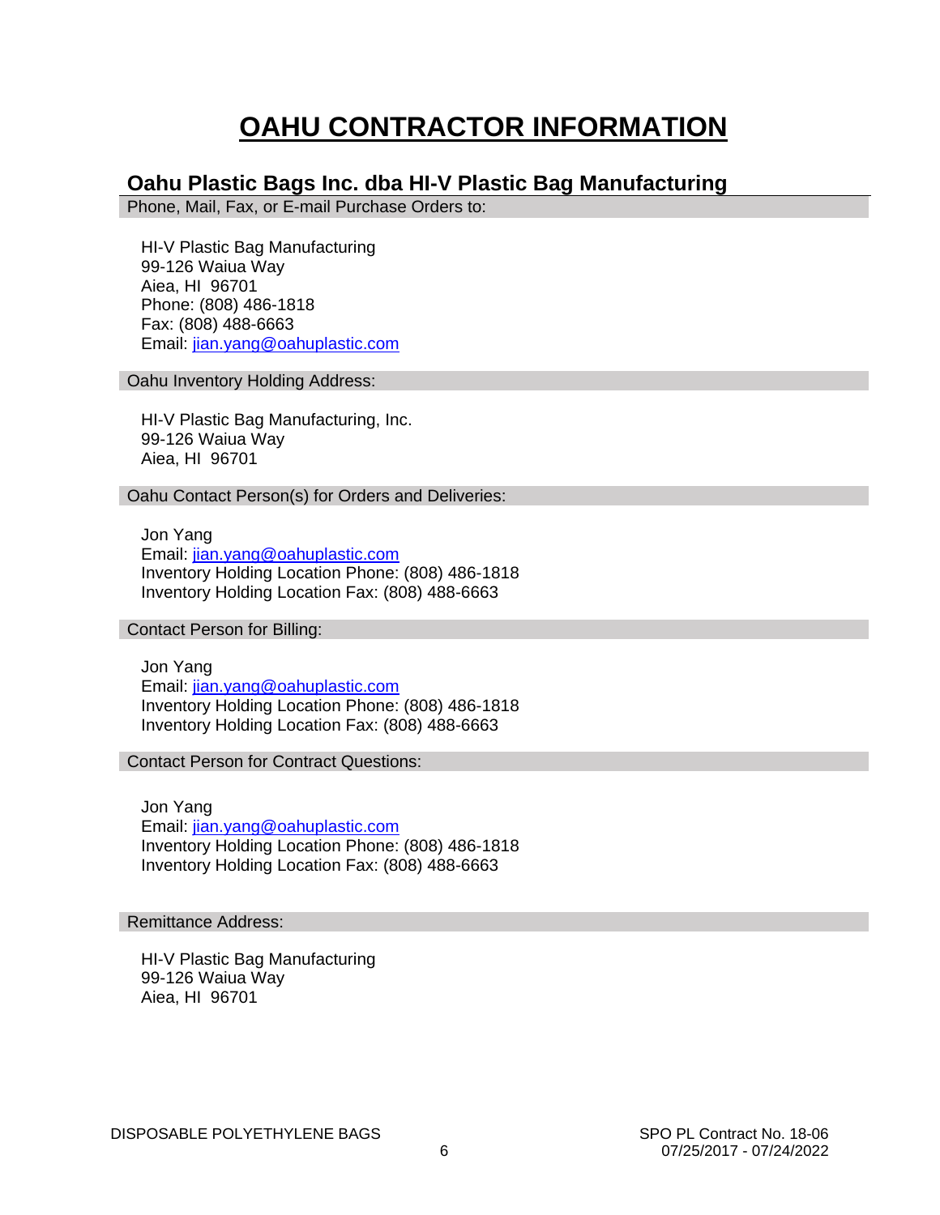# OAHU CONTRACTOR INFORMATION

## Oahu Plastic Bags Inc. dba HI-V Plastic Bag Manufacturing

**Phone, Mail, Fax, or E-mail Purchase Orders to:**

HI-V Plastic Bag Manufacturing
99-126 Waiua Way
Aiea, HI 96701
Phone: (808) 486-1818
Fax: (808) 488-6663
Email: jian.yang@oahuplastic.com

**Oahu Inventory Holding Address:**

HI-V Plastic Bag Manufacturing, Inc.
99-126 Waiua Way
Aiea, HI 96701

**Oahu Contact Person(s) for Orders and Deliveries:**

Jon Yang
Email: jian.yang@oahuplastic.com
Inventory Holding Location Phone: (808) 486-1818
Inventory Holding Location Fax: (808) 488-6663

**Contact Person for Billing:**

Jon Yang
Email: jian.yang@oahuplastic.com
Inventory Holding Location Phone: (808) 486-1818
Inventory Holding Location Fax: (808) 488-6663

**Contact Person for Contract Questions:**

Jon Yang
Email: jian.yang@oahuplastic.com
Inventory Holding Location Phone: (808) 486-1818
Inventory Holding Location Fax: (808) 488-6663

**Remittance Address:**

HI-V Plastic Bag Manufacturing
99-126 Waiua Way
Aiea, HI 96701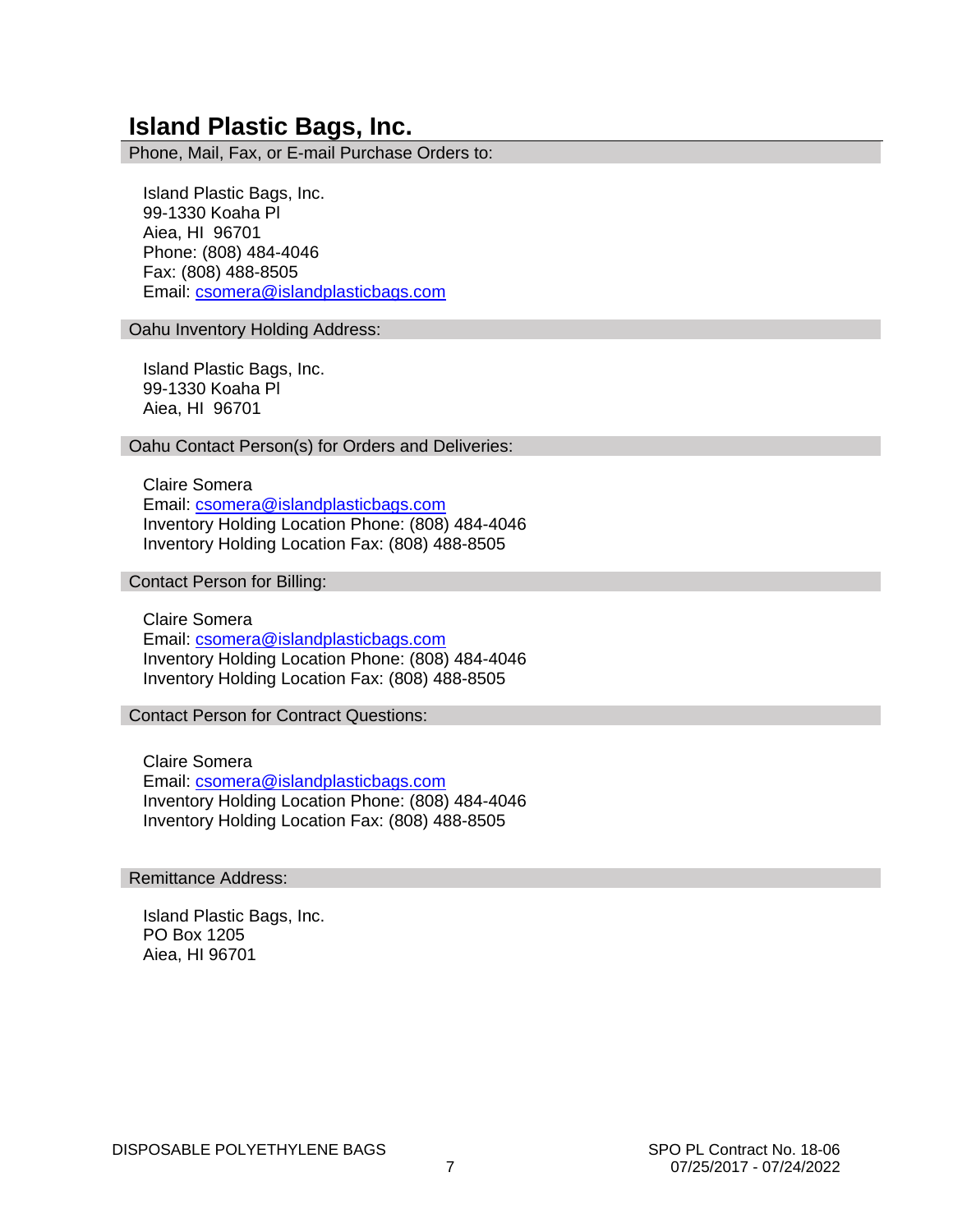## Island Plastic Bags, Inc.

Phone, Mail, Fax, or E-mail Purchase Orders to:

Island Plastic Bags, Inc.
99-1330 Koaha Pl
Aiea, HI 96701
Phone: (808) 484-4046
Fax: (808) 488-8505
Email: csomera@islandplasticbags.com

Oahu Inventory Holding Address:

Island Plastic Bags, Inc.
99-1330 Koaha Pl
Aiea, HI 96701

Oahu Contact Person(s) for Orders and Deliveries:

Claire Somera
Email: csomera@islandplasticbags.com
Inventory Holding Location Phone: (808) 484-4046
Inventory Holding Location Fax: (808) 488-8505

Contact Person for Billing:

Claire Somera
Email: csomera@islandplasticbags.com
Inventory Holding Location Phone: (808) 484-4046
Inventory Holding Location Fax: (808) 488-8505

Contact Person for Contract Questions:

Claire Somera
Email: csomera@islandplasticbags.com
Inventory Holding Location Phone: (808) 484-4046
Inventory Holding Location Fax: (808) 488-8505

Remittance Address:

Island Plastic Bags, Inc.
PO Box 1205
Aiea, HI 96701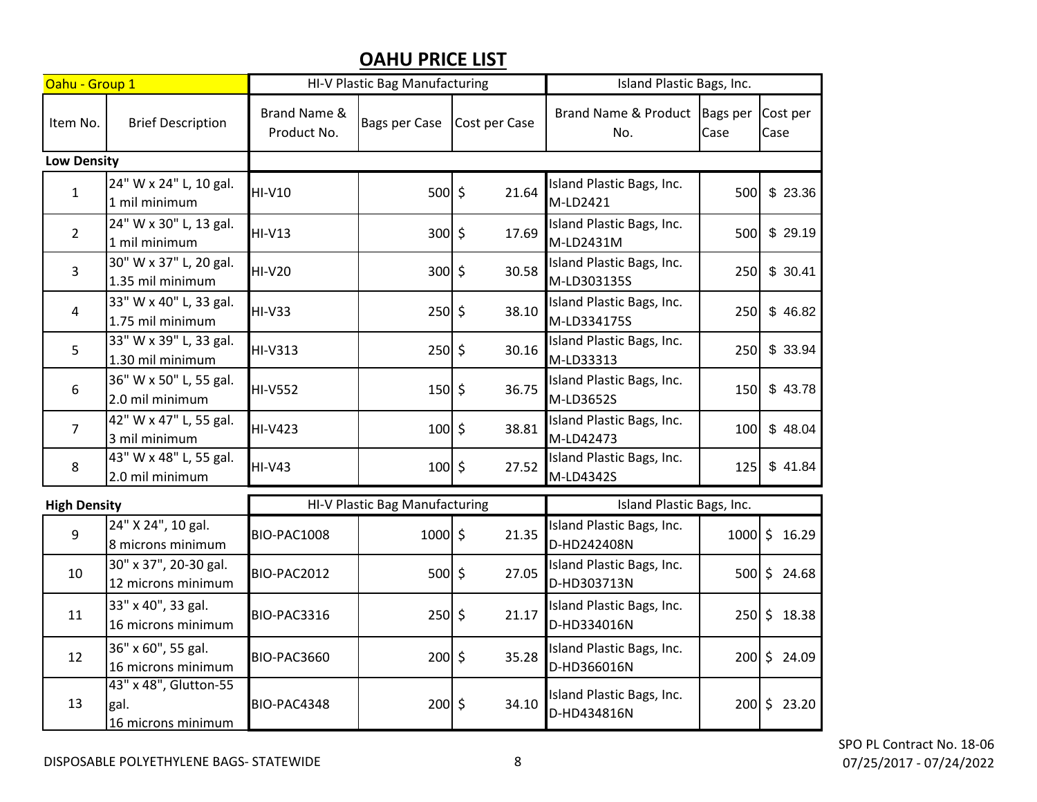# OAHU PRICE LIST

| Oahu - Group 1 | | HI-V Plastic Bag Manufacturing | | | Island Plastic Bags, Inc. | | |
|---|---|---|---|---|---|---|---|
| Item No. | Brief Description | Brand Name & Product No. | Bags per Case | Cost per Case | Brand Name & Product No. | Bags per Case | Cost per Case |
| **Low Density** | | | | | | | |
| 1 | 24" W x 24" L, 10 gal. 1 mil minimum | HI-V10 | 500 | $ 21.64 | Island Plastic Bags, Inc. M-LD2421 | 500 | $ 23.36 |
| 2 | 24" W x 30" L, 13 gal. 1 mil minimum | HI-V13 | 300 | $ 17.69 | Island Plastic Bags, Inc. M-LD2431M | 500 | $ 29.19 |
| 3 | 30" W x 37" L, 20 gal. 1.35 mil minimum | HI-V20 | 300 | $ 30.58 | Island Plastic Bags, Inc. M-LD303135S | 250 | $ 30.41 |
| 4 | 33" W x 40" L, 33 gal. 1.75 mil minimum | HI-V33 | 250 | $ 38.10 | Island Plastic Bags, Inc. M-LD334175S | 250 | $ 46.82 |
| 5 | 33" W x 39" L, 33 gal. 1.30 mil minimum | HI-V313 | 250 | $ 30.16 | Island Plastic Bags, Inc. M-LD33313 | 250 | $ 33.94 |
| 6 | 36" W x 50" L, 55 gal. 2.0 mil minimum | HI-V552 | 150 | $ 36.75 | Island Plastic Bags, Inc. M-LD3652S | 150 | $ 43.78 |
| 7 | 42" W x 47" L, 55 gal. 3 mil minimum | HI-V423 | 100 | $ 38.81 | Island Plastic Bags, Inc. M-LD42473 | 100 | $ 48.04 |
| 8 | 43" W x 48" L, 55 gal. 2.0 mil minimum | HI-V43 | 100 | $ 27.52 | Island Plastic Bags, Inc. M-LD4342S | 125 | $ 41.84 |
| **High Density** | | HI-V Plastic Bag Manufacturing | | | Island Plastic Bags, Inc. | | |
| 9 | 24" X 24", 10 gal. 8 microns minimum | BIO-PAC1008 | 1000 | $ 21.35 | Island Plastic Bags, Inc. D-HD242408N | 1000 | $ 16.29 |
| 10 | 30" x 37", 20-30 gal. 12 microns minimum | BIO-PAC2012 | 500 | $ 27.05 | Island Plastic Bags, Inc. D-HD303713N | 500 | $ 24.68 |
| 11 | 33" x 40", 33 gal. 16 microns minimum | BIO-PAC3316 | 250 | $ 21.17 | Island Plastic Bags, Inc. D-HD334016N | 250 | $ 18.38 |
| 12 | 36" x 60", 55 gal. 16 microns minimum | BIO-PAC3660 | 200 | $ 35.28 | Island Plastic Bags, Inc. D-HD366016N | 200 | $ 24.09 |
| 13 | 43" x 48", Glutton-55 gal. 16 microns minimum | BIO-PAC4348 | 200 | $ 34.10 | Island Plastic Bags, Inc. D-HD434816N | 200 | $ 23.20 |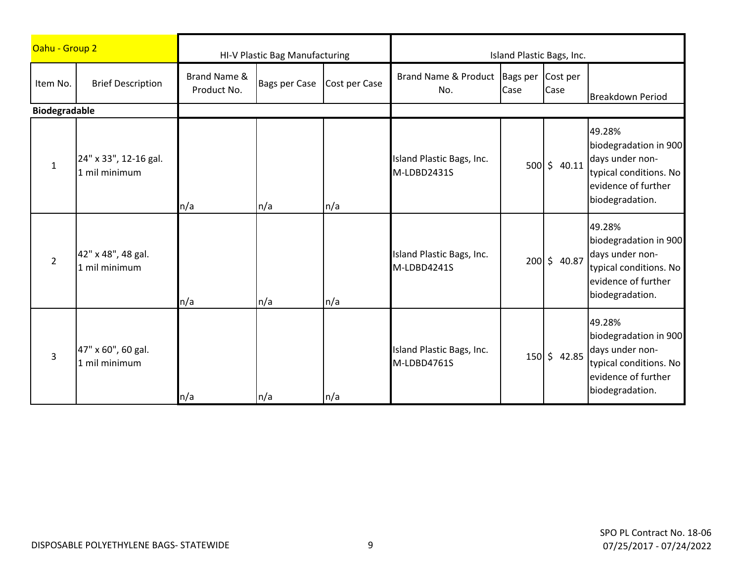| Oahu - Group 2 | | HI-V Plastic Bag Manufacturing | | | Island Plastic Bags, Inc. | | | |
|---|---|---|---|---|---|---|---|---|
| Item No. | Brief Description | Brand Name & Product No. | Bags per Case | Cost per Case | Brand Name & Product No. | Bags per Case | Cost per Case | Breakdown Period |
| **Biodegradable** | | | | | | | | |
| 1 | 24" x 33", 12-16 gal. 1 mil minimum | n/a | n/a | n/a | Island Plastic Bags, Inc. M-LDBD2431S | 500 | $ 40.11 | 49.28% biodegradation in 900 days under non-typical conditions. No evidence of further biodegradation. |
| 2 | 42" x 48", 48 gal. 1 mil minimum | n/a | n/a | n/a | Island Plastic Bags, Inc. M-LDBD4241S | 200 | $ 40.87 | 49.28% biodegradation in 900 days under non-typical conditions. No evidence of further biodegradation. |
| 3 | 47" x 60", 60 gal. 1 mil minimum | n/a | n/a | n/a | Island Plastic Bags, Inc. M-LDBD4761S | 150 | $ 42.85 | 49.28% biodegradation in 900 days under non-typical conditions. No evidence of further biodegradation. |